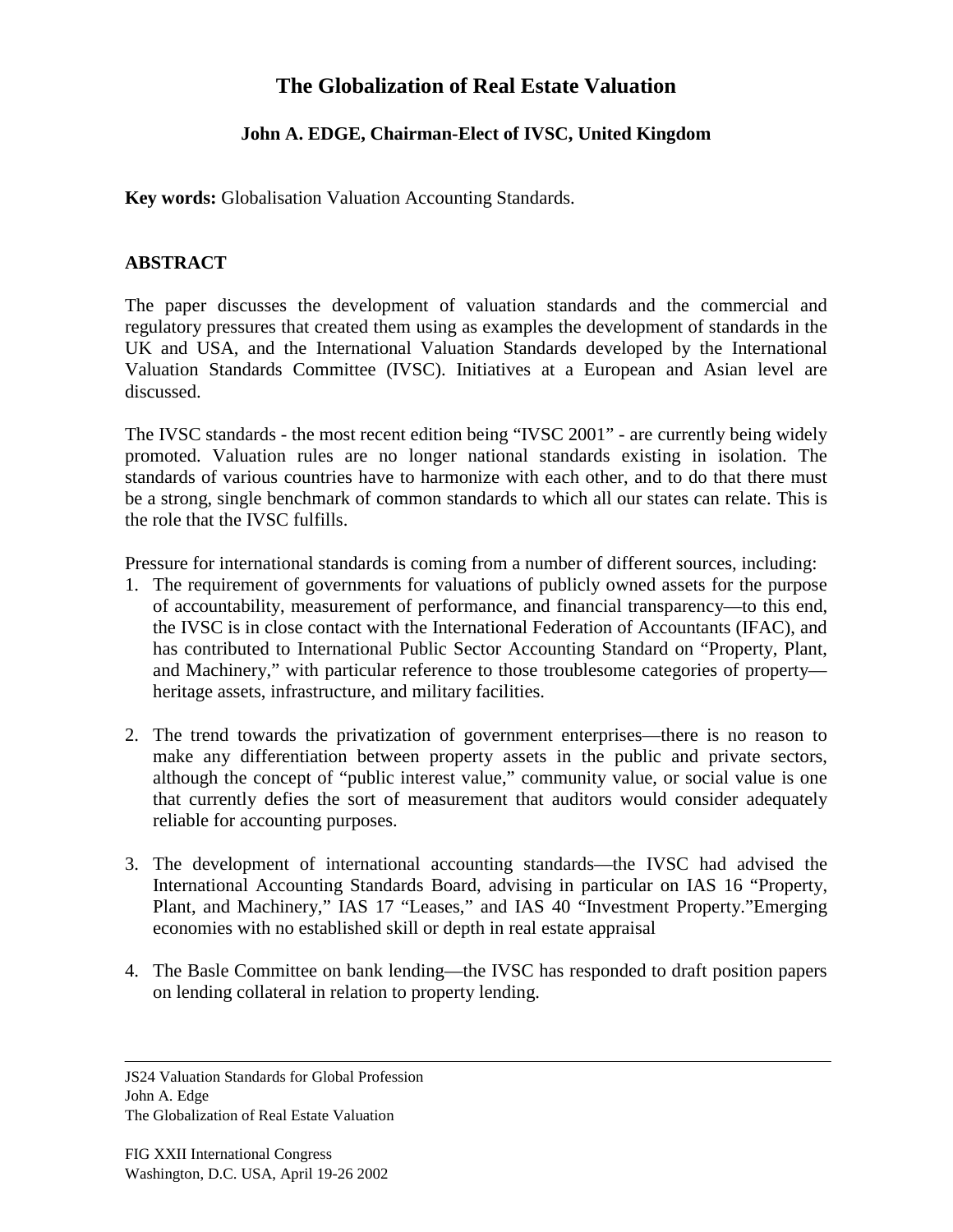# The Globalization of Real Estate Valuation

**John A. EDGE, Chairman-Elect of IVSC, United Kingdom**

**Key words:** Globalisation Valuation Accounting Standards.

## ABSTRACT

The paper discusses the development of valuation standards and the commercial and regulatory pressures that created them using as examples the development of standards in the UK and USA, and the International Valuation Standards developed by the International Valuation Standards Committee (IVSC). Initiatives at a European and Asian level are discussed.

The IVSC standards - the most recent edition being "IVSC 2001" - are currently being widely promoted. Valuation rules are no longer national standards existing in isolation. The standards of various countries have to harmonize with each other, and to do that there must be a strong, single benchmark of common standards to which all our states can relate. This is the role that the IVSC fulfills.

Pressure for international standards is coming from a number of different sources, including:

1. The requirement of governments for valuations of publicly owned assets for the purpose of accountability, measurement of performance, and financial transparency—to this end, the IVSC is in close contact with the International Federation of Accountants (IFAC), and has contributed to International Public Sector Accounting Standard on "Property, Plant, and Machinery," with particular reference to those troublesome categories of property—heritage assets, infrastructure, and military facilities.

2. The trend towards the privatization of government enterprises—there is no reason to make any differentiation between property assets in the public and private sectors, although the concept of "public interest value," community value, or social value is one that currently defies the sort of measurement that auditors would consider adequately reliable for accounting purposes.

3. The development of international accounting standards—the IVSC had advised the International Accounting Standards Board, advising in particular on IAS 16 "Property, Plant, and Machinery," IAS 17 "Leases," and IAS 40 "Investment Property."Emerging economies with no established skill or depth in real estate appraisal

4. The Basle Committee on bank lending—the IVSC has responded to draft position papers on lending collateral in relation to property lending.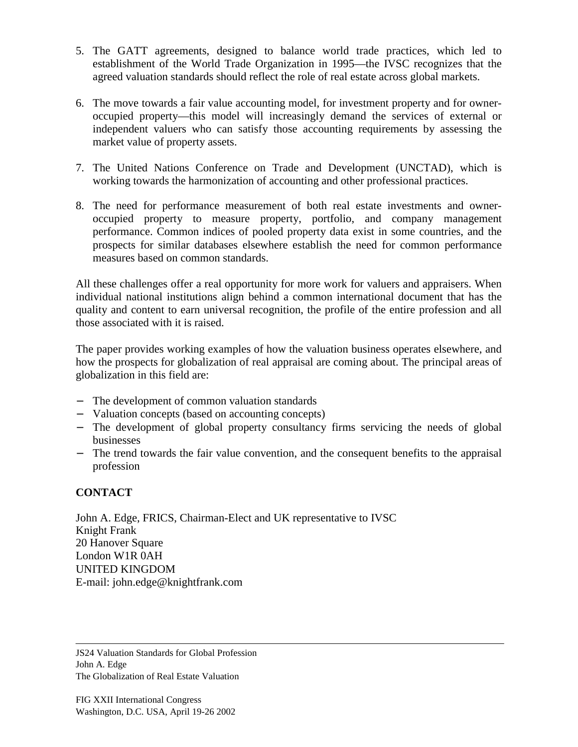5. The GATT agreements, designed to balance world trade practices, which led to establishment of the World Trade Organization in 1995—the IVSC recognizes that the agreed valuation standards should reflect the role of real estate across global markets.

6. The move towards a fair value accounting model, for investment property and for owner-occupied property—this model will increasingly demand the services of external or independent valuers who can satisfy those accounting requirements by assessing the market value of property assets.

7. The United Nations Conference on Trade and Development (UNCTAD), which is working towards the harmonization of accounting and other professional practices.

8. The need for performance measurement of both real estate investments and owner-occupied property to measure property, portfolio, and company management performance. Common indices of pooled property data exist in some countries, and the prospects for similar databases elsewhere establish the need for common performance measures based on common standards.

All these challenges offer a real opportunity for more work for valuers and appraisers. When individual national institutions align behind a common international document that has the quality and content to earn universal recognition, the profile of the entire profession and all those associated with it is raised.

The paper provides working examples of how the valuation business operates elsewhere, and how the prospects for globalization of real appraisal are coming about. The principal areas of globalization in this field are:

- The development of common valuation standards
- Valuation concepts (based on accounting concepts)
- The development of global property consultancy firms servicing the needs of global businesses
- The trend towards the fair value convention, and the consequent benefits to the appraisal profession

## CONTACT

John A. Edge, FRICS, Chairman-Elect and UK representative to IVSC
Knight Frank
20 Hanover Square
London W1R 0AH
UNITED KINGDOM
E-mail: john.edge@knightfrank.com